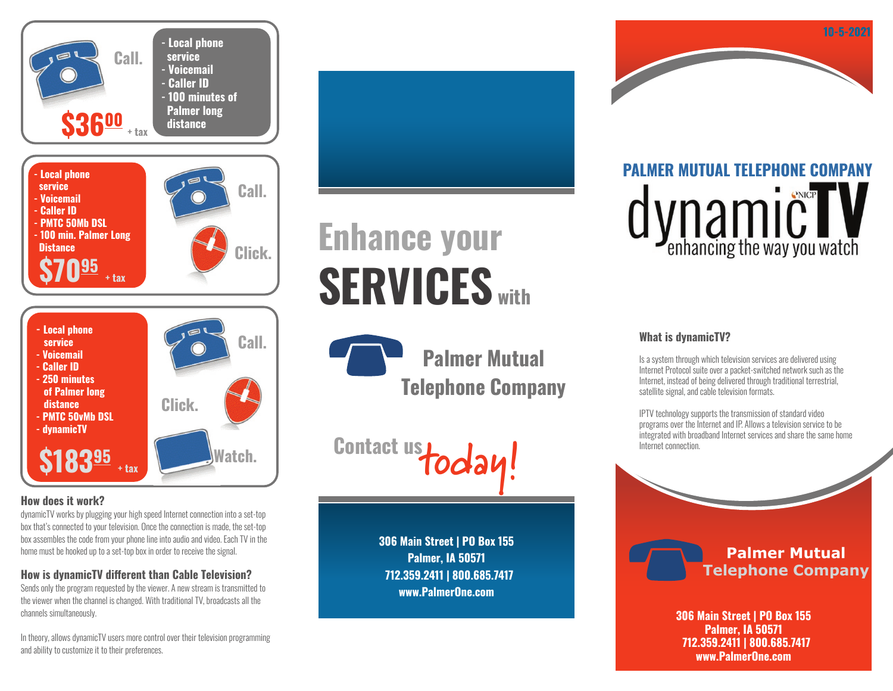## Call.

- Local phone service
- Voicemail
- Caller ID
- 100 minutes of Palmer long distance

**$36.00** + tax

## Call. Click.

- Local phone service
- Voicemail
- Caller ID
- PMTC 50Mb DSL
- 100 min. Palmer Long Distance

**$70.95** + tax

## Call. Click. Watch.

- Local phone service
- Voicemail
- Caller ID
- 250 minutes of Palmer long distance
- PMTC 50vMb DSL
- dynamicTV

**$183.95** + tax

### How does it work?

dynamicTV works by plugging your high speed Internet connection into a set-top box that's connected to your television. Once the connection is made, the set-top box assembles the code from your phone line into audio and video. Each TV in the home must be hooked up to a set-top box in order to receive the signal.

### How is dynamicTV different than Cable Television?

Sends only the program requested by the viewer. A new stream is transmitted to the viewer when the channel is changed. With traditional TV, broadcasts all the channels simultaneously.

In theory, allows dynamicTV users more control over their television programming and ability to customize it to their preferences.

# Enhance your SERVICES with

## Palmer Mutual Telephone Company

Contact us today!

**306 Main Street | PO Box 155**
**Palmer, IA 50571**
**712.359.2411 | 800.685.7417**
**www.PalmerOne.com**

10-5-2021

## PALMER MUTUAL TELEPHONE COMPANY

# dynamicTV

enhancing the way you watch

### What is dynamicTV?

Is a system through which television services are delivered using Internet Protocol suite over a packet-switched network such as the Internet, instead of being delivered through traditional terrestrial, satellite signal, and cable television formats.

IPTV technology supports the transmission of standard video programs over the Internet and IP. Allows a television service to be integrated with broadband Internet services and share the same home Internet connection.

**Palmer Mutual Telephone Company**

**306 Main Street | PO Box 155**
**Palmer, IA 50571**
**712.359.2411 | 800.685.7417**
**www.PalmerOne.com**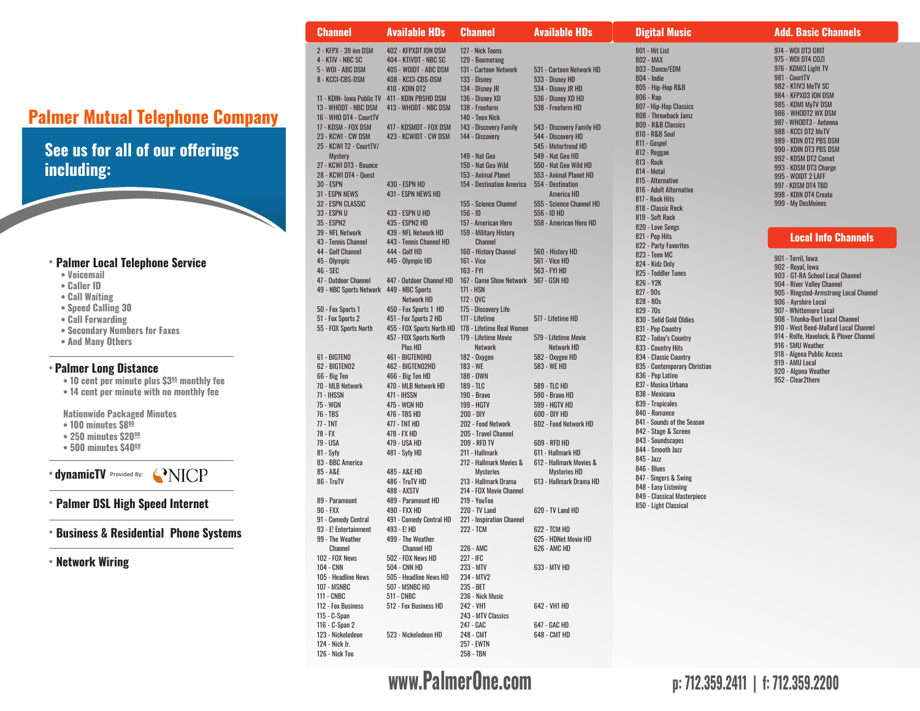# Palmer Mutual Telephone Company

## See us for all of our offerings including:

- **Palmer Local Telephone Service**
  - Voicemail
  - Caller ID
  - Call Waiting
  - Speed Calling 30
  - Call Forwarding
  - Secondary Numbers for Faxes
  - And Many Others

- **Palmer Long Distance**
  - 10 cent per minute plus $3.95 monthly fee
  - 14 cent per minute with no monthly fee

  Nationwide Packaged Minutes
  - 100 minutes $8.00
  - 250 minutes $20.00
  - 500 minutes $40.00

- **dynamicTV** Provided By: NICP

- **Palmer DSL High Speed Internet**

- **Business & Residential Phone Systems**

- **Network Wiring**

| Channel | Available HDs | Channel | Available HDs |
|---|---|---|---|
| 2 - KFPX - 39 ion DSM | 402 - KFPXDT ION DSM | 127 - Nick Toons | |
| 4 - KTIV - NBC SC | 404 - KTIVDT - NBC SC | 129 - Boomerang | |
| 5 - WOI - ABC DSM | 405 - WOIDT - ABC DSM | 131 - Cartoon Network | 531 - Cartoon Network HD |
| 8 - KCCI-CBS-DSM | 408 - KCCI-CBS-DSM | 133 - Disney | 533 - Disney HD |
| | 410 - KDIN DT2 | 134 - Disney JR | 534 - Disney JR HD |
| 11 - KDIN- Iowa Public TV | 411 - KDIN PBSHD DSM | 136 - Disney XD | 536 - Disney XD HD |
| 13 - WHODT - NBC DSM | 413 - WHODT - NBC DSM | 138 - Freeform | 538 - Freeform HD |
| 16 - WHO DT4 - CourtTV | | 140 - Teen Nick | |
| 17 - KDSM - FOX DSM | 417 - KDSMDT - FOX DSM | 143 - Discovery Family | 543 - Discovery Family HD |
| 23 - KCWI - CW DSM | 423 - KCWIDT - CW DSM | 144 - Discovery | 544 - Discovery HD |
| 25 - KCWI T2 - CourtTV/ Mystery | | | 545 - Motortrend HD |
| | | 149 - Nat Geo | 549 - Nat Geo HD |
| 27 - KCWI DT3 - Bounce | | 150 - Nat Geo Wild | 550 - Nat Geo Wild HD |
| 28 - KCWI DT4 - Quest | | 153 - Animal Planet | 553 - Animal Planet HD |
| 30 - ESPN | 430 - ESPN HD | 154 - Destination America | 554 - Destination America HD |
| 31 - ESPN NEWS | 431 - ESPN NEWS HD | | |
| 32 - ESPN CLASSIC | | 155 - Science Channel | 555 - Science Channel HD |
| 33 - ESPN U | 433 - ESPN U HD | 156 - ID | 556 - ID HD |
| 35 - ESPN2 | 435 - ESPN2 HD | 157 - American Hero | 558 - American Hero HD |
| 39 - NFL Network | 439 - NFL Network HD | 159 - Military History Channel | |
| 43 - Tennis Channel | 443 - Tennis Channel HD | | |
| 44 - Golf Channel | 444 - Golf HD | 160 - History Channel | 560 - History HD |
| 45 - Olympic | 445 - Olympic HD | 161 - Vice | 561 - Vice HD |
| 46 - SEC | | 163 - FYI | 563 - FYI HD |
| 47 - Outdoor Channel | 447 - Outdoor Channel HD | 167 - Game Show Network | 567 - GSN HD |
| 49 - NBC Sports Network | 449 - NBC Sports Network HD | 171 - HSN | |
| | | 172 - QVC | |
| 50 - Fox Sports 1 | 450 - Fox Sports 1 HD | 175 - Discovery Life | |
| 51 - Fox Sports 2 | 451 - Fox Sports 2 HD | 177 - Lifetime | 577 - Lifetime HD |
| 55 - FOX Sports North | 455 - FOX Sports North HD | 178 - Lifetime Real Women | |
| | 457 - FOX Sports North Plus HD | 179 - Lifetime Movie Network | 579 - Lifetime Movie Network HD |
| 61 - BIGTEN0 | 461 - BIGTEN0HD | 182 - Oxygen | 582 - Oxygen HD |
| 62 - BIGTEN02 | 462 - BIGTEN02HD | 183 - WE | 583 - WE HD |
| 66 - Big Ten | 466 - Big Ten HD | 188 - OWN | |
| 70 - MLB Network | 470 - MLB Network HD | 189 - TLC | 589 - TLC HD |
| 71 - IHSSN | 471 - IHSSN | 190 - Bravo | 590 - Bravo HD |
| 75 - WGN | 475 - WGN HD | 199 - HGTV | 599 - HGTV HD |
| 76 - TBS | 476 - TBS HD | 200 - DIY | 600 - DIY HD |
| 77 - TNT | 477 - TNT HD | 202 - Food Network | 602 - Food Network HD |
| 78 - FX | 478 - FX HD | 205 - Travel Channel | |
| 79 - USA | 479 - USA HD | 209 - RFD TV | 609 - RFD HD |
| 81 - Syfy | 481 - Syfy HD | 211 - Hallmark | 611 - Hallmark HD |
| 83 - BBC America | | 212 - Hallmark Movies & Mysteries | 612 - Hallmark Movies & Mysteries HD |
| 85 - A&E | 485 - A&E HD | 213 - Hallmark Drama | 613 - Hallmark Drama HD |
| 86 - TruTV | 486 - TruTV HD | 214 - FOX Movie Channel | |
| | 488 - AXSTV | | |
| 89 - Paramount | 489 - Paramount HD | 219 - YouToo | |
| 90 - FXX | 490 - FXX HD | 220 - TV Land | 620 - TV Land HD |
| 91 - Comedy Central | 491 - Comedy Central HD | 221 - Inspiration Channel | |
| 93 - E! Entertainment | 493 - E! HD | 222 - TCM | 622 - TCM HD |
| 99 - The Weather Channel | 499 - The Weather Channel HD | | 625 - HDNet Movie HD |
| | | 226 - AMC | 626 - AMC HD |
| 102 - FOX News | 502 - FOX News HD | 227 - IFC | |
| 104 - CNN | 504 - CNN HD | 233 - MTV | 633 - MTV HD |
| 105 - Headline News | 505 - Headline News HD | 234 - MTV2 | |
| 107 - MSNBC | 507 - MSNBC HD | 235 - BET | |
| 111 - CNBC | 511 - CNBC | 236 - Nick Music | |
| 112 - Fox Business | 512 - Fox Business HD | 242 - VH1 | 642 - VH1 HD |
| 115 - C-Span | | 243 - MTV Classics | |
| 116 - C-Span 2 | | 247 - GAC | 647 - GAC HD |
| 123 - Nickelodeon | 523 - Nickelodeon HD | 248 - CMT | 648 - CMT HD |
| 124 - Nick Jr. | | 257 - EWTN | |
| 126 - Nick Too | | 258 - TBN | |

## Digital Music

801 - Hit List
802 - MAX
803 - Dance/EDM
804 - Indie
805 - Hip-Hop R&B
806 - Rap
807 - Hip-Hop Classics
808 - Throwback Jamz
809 - R&B Classics
810 - R&B Soul
811 - Gospel
812 - Reggae
813 - Rock
814 - Metal
815 - Alternative
816 - Adult Alternative
817 - Rock Hits
818 - Classic Rock
819 - Soft Rock
820 - Love Songs
821 - Pop Hits
822 - Party Favorites
823 - Teen MC
824 - Kidz Only
825 - Toddler Tunes
826 - Y2K
827 - 90s
828 - 80s
829 - 70s
830 - Solid Gold Oldies
831 - Pop Country
832 - Today's Country
833 - Country Hits
834 - Classic Country
835 - Contemporary Christian
836 - Pop Latino
837 - Musica Urbana
838 - Mexicana
839 - Tropicales
840 - Romance
841 - Sounds of the Season
842 - Stage & Screen
843 - Soundscapes
844 - Smooth Jazz
845 - Jazz
846 - Blues
847 - Singers & Swing
848 - Easy Listening
849 - Classical Masterpiece
850 - Light Classical

## Add. Basic Channels

974 - WOI DT3 GRIT
975 - WOI DT4 COZI
976 - KDMI3 Light TV
981 - CourtTV
982 - KTIV3 MeTV SC
984 - KFPXD3 ION DSM
985 - KDMI MyTV DSM
986 - WHODT2 WX DSM
987 - WHODT3 - Antenna
988 - KCCI DT2 MeTV
989 - KDIN DT2 PBS DSM
990 - KDIN DT3 PBS DSM
992 - KDSM DT2 Comet
993 - KDSM DT3 Charge
995 - WOIDT 2 LAFF
997 - KDSM DT4 TBD
998 - KDIN DT4 Create
999 - My DesMoines

## Local Info Channels

901 - Terril, Iowa
902 - Royal, Iowa
903 - GT-RA School Local Channel
904 - River Valley Channel
905 - Ringsted-Armstrong Local Channel
906 - Ayrshire Local
907 - Whittemore Local
908 - Titonka-Burt Local Channel
910 - West Bend-Mallard Local Channel
914 - Rolfe, Havelock, & Plover Channel
916 - SMU Weather
918 - Algona Public Access
919 - AMU Local
920 - Algona Weather
952 - Clear2there

**www.PalmerOne.com**

**p: 712.359.2411 | f: 712.359.2200**